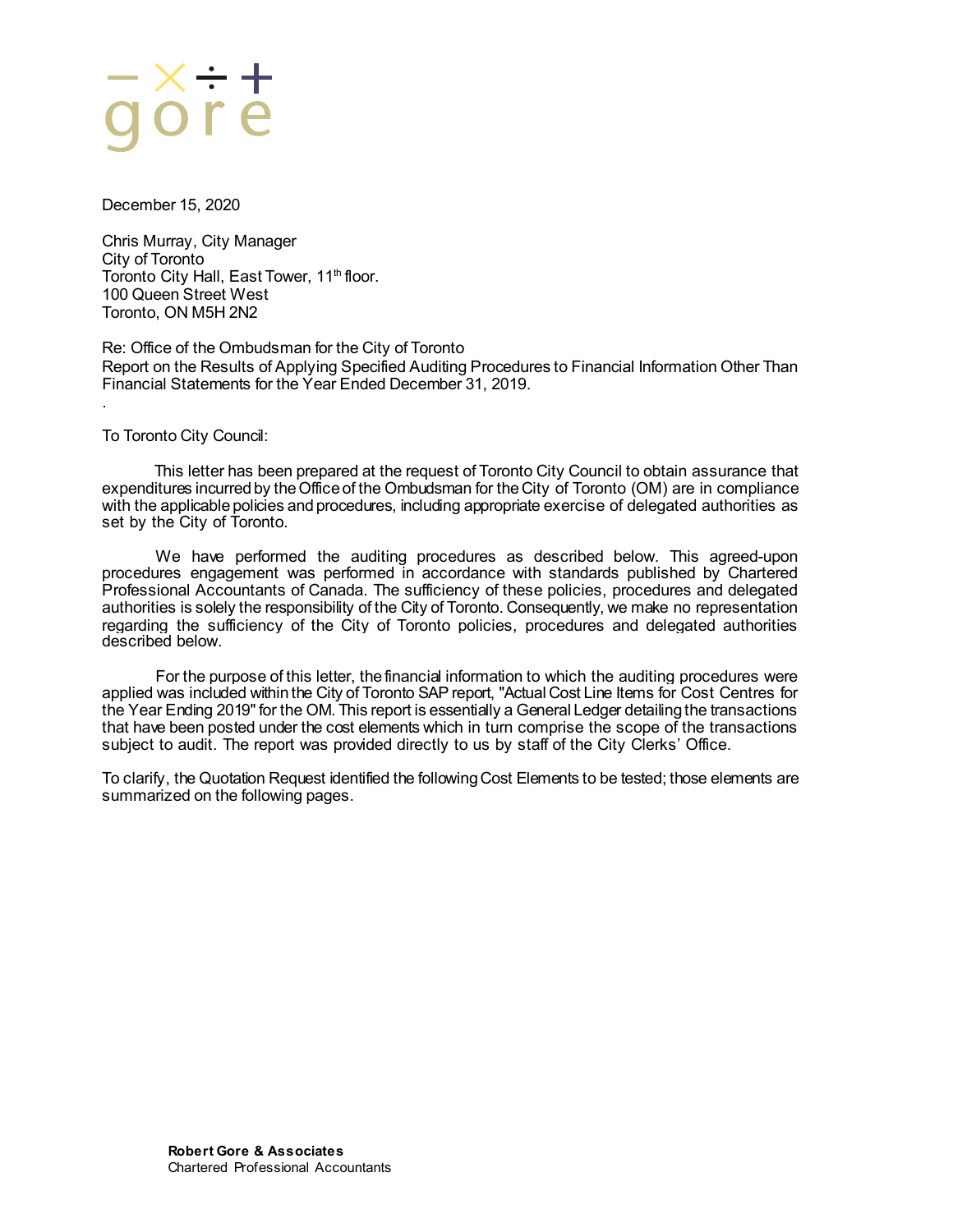gore

December 15, 2020

Chris Murray, City Manager
City of Toronto
Toronto City Hall, East Tower, 11th floor.
100 Queen Street West
Toronto, ON M5H 2N2

Re: Office of the Ombudsman for the City of Toronto
Report on the Results of Applying Specified Auditing Procedures to Financial Information Other Than Financial Statements for the Year Ended December 31, 2019.

.

To Toronto City Council:

This letter has been prepared at the request of Toronto City Council to obtain assurance that expenditures incurred by the Office of the Ombudsman for the City of Toronto (OM) are in compliance with the applicable policies and procedures, including appropriate exercise of delegated authorities as set by the City of Toronto.

We have performed the auditing procedures as described below. This agreed-upon procedures engagement was performed in accordance with standards published by Chartered Professional Accountants of Canada. The sufficiency of these policies, procedures and delegated authorities is solely the responsibility of the City of Toronto. Consequently, we make no representation regarding the sufficiency of the City of Toronto policies, procedures and delegated authorities described below.

For the purpose of this letter, the financial information to which the auditing procedures were applied was included within the City of Toronto SAP report, "Actual Cost Line Items for Cost Centres for the Year Ending 2019" for the OM. This report is essentially a General Ledger detailing the transactions that have been posted under the cost elements which in turn comprise the scope of the transactions subject to audit. The report was provided directly to us by staff of the City Clerks' Office.

To clarify, the Quotation Request identified the following Cost Elements to be tested; those elements are summarized on the following pages.

**Robert Gore & Associates**
Chartered Professional Accountants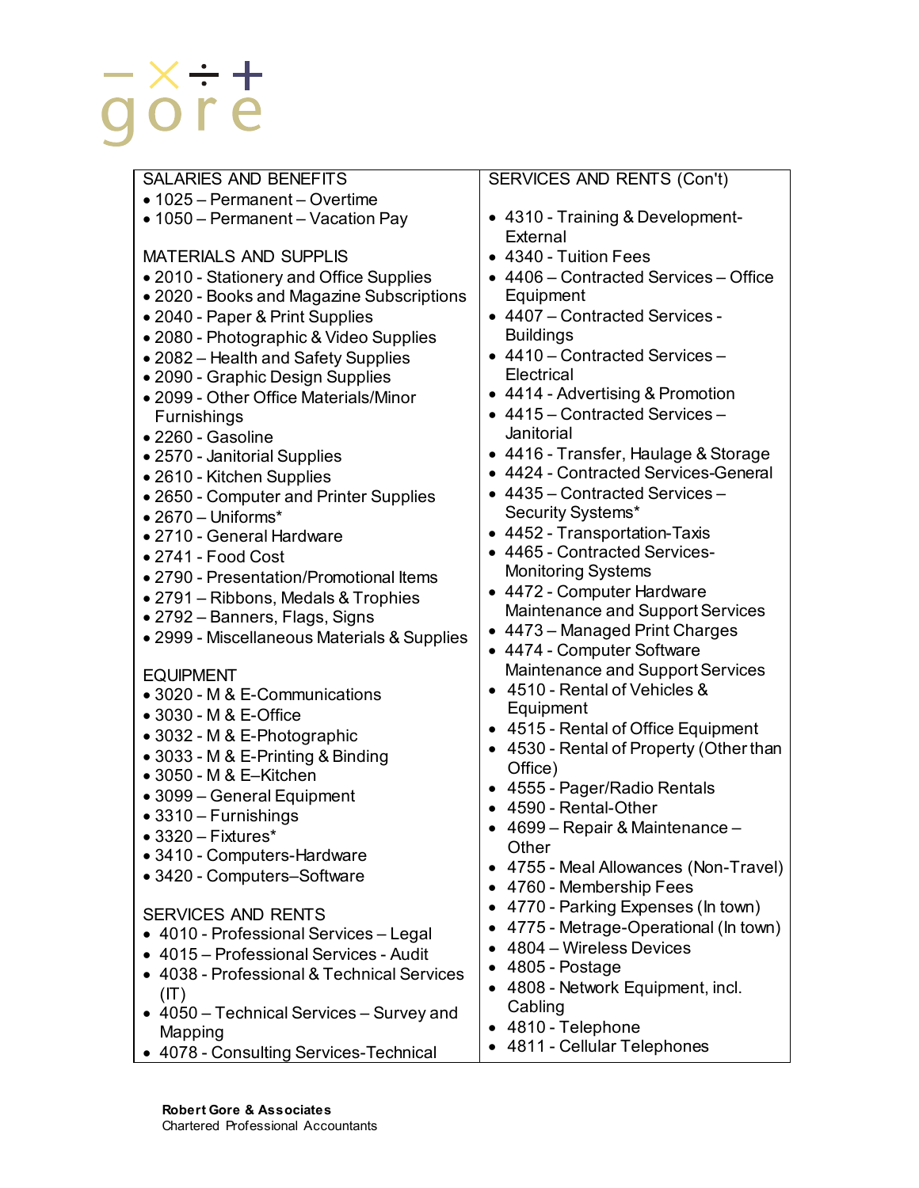SALARIES AND BENEFITS

- 1025 – Permanent – Overtime
- 1050 – Permanent – Vacation Pay

MATERIALS AND SUPPLIS

- 2010 - Stationery and Office Supplies
- 2020 - Books and Magazine Subscriptions
- 2040 - Paper & Print Supplies
- 2080 - Photographic & Video Supplies
- 2082 – Health and Safety Supplies
- 2090 - Graphic Design Supplies
- 2099 - Other Office Materials/Minor Furnishings
- 2260 - Gasoline
- 2570 - Janitorial Supplies
- 2610 - Kitchen Supplies
- 2650 - Computer and Printer Supplies
- 2670 – Uniforms*
- 2710 - General Hardware
- 2741 - Food Cost
- 2790 - Presentation/Promotional Items
- 2791 – Ribbons, Medals & Trophies
- 2792 – Banners, Flags, Signs
- 2999 - Miscellaneous Materials & Supplies

EQUIPMENT

- 3020 - M & E-Communications
- 3030 - M & E-Office
- 3032 - M & E-Photographic
- 3033 - M & E-Printing & Binding
- 3050 - M & E–Kitchen
- 3099 – General Equipment
- 3310 – Furnishings
- 3320 – Fixtures*
- 3410 - Computers-Hardware
- 3420 - Computers–Software

SERVICES AND RENTS

- 4010 - Professional Services – Legal
- 4015 – Professional Services - Audit
- 4038 - Professional & Technical Services (IT)
- 4050 – Technical Services – Survey and Mapping
- 4078 - Consulting Services-Technical

SERVICES AND RENTS (Con't)

- 4310 - Training & Development-External
- 4340 - Tuition Fees
- 4406 – Contracted Services – Office Equipment
- 4407 – Contracted Services - Buildings
- 4410 – Contracted Services – Electrical
- 4414 - Advertising & Promotion
- 4415 – Contracted Services – Janitorial
- 4416 - Transfer, Haulage & Storage
- 4424 - Contracted Services-General
- 4435 – Contracted Services – Security Systems*
- 4452 - Transportation-Taxis
- 4465 - Contracted Services-Monitoring Systems
- 4472 - Computer Hardware Maintenance and Support Services
- 4473 – Managed Print Charges
- 4474 - Computer Software Maintenance and Support Services
- 4510 - Rental of Vehicles & Equipment
- 4515 - Rental of Office Equipment
- 4530 - Rental of Property (Other than Office)
- 4555 - Pager/Radio Rentals
- 4590 - Rental-Other
- 4699 – Repair & Maintenance – Other
- 4755 - Meal Allowances (Non-Travel)
- 4760 - Membership Fees
- 4770 - Parking Expenses (In town)
- 4775 - Metrage-Operational (In town)
- 4804 – Wireless Devices
- 4805 - Postage
- 4808 - Network Equipment, incl. Cabling
- 4810 - Telephone
- 4811 - Cellular Telephones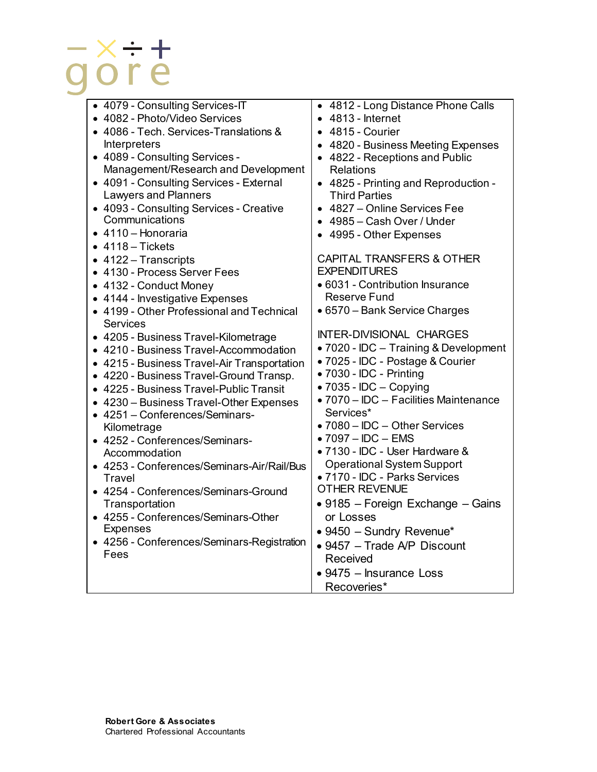- 4079 - Consulting Services-IT
- 4082 - Photo/Video Services
- 4086 - Tech. Services-Translations & Interpreters
- 4089 - Consulting Services - Management/Research and Development
- 4091 - Consulting Services - External Lawyers and Planners
- 4093 - Consulting Services - Creative Communications
- 4110 – Honoraria
- 4118 – Tickets
- 4122 – Transcripts
- 4130 - Process Server Fees
- 4132 - Conduct Money
- 4144 - Investigative Expenses
- 4199 - Other Professional and Technical Services
- 4205 - Business Travel-Kilometrage
- 4210 - Business Travel-Accommodation
- 4215 - Business Travel-Air Transportation
- 4220 - Business Travel-Ground Transp.
- 4225 - Business Travel-Public Transit
- 4230 – Business Travel-Other Expenses
- 4251 – Conferences/Seminars-Kilometrage
- 4252 - Conferences/Seminars-Accommodation
- 4253 - Conferences/Seminars-Air/Rail/Bus Travel
- 4254 - Conferences/Seminars-Ground Transportation
- 4255 - Conferences/Seminars-Other Expenses
- 4256 - Conferences/Seminars-Registration Fees
- 4812 - Long Distance Phone Calls
- 4813 - Internet
- 4815 - Courier
- 4820 - Business Meeting Expenses
- 4822 - Receptions and Public Relations
- 4825 - Printing and Reproduction - Third Parties
- 4827 – Online Services Fee
- 4985 – Cash Over / Under
- 4995 - Other Expenses

CAPITAL TRANSFERS & OTHER EXPENDITURES

- 6031 - Contribution Insurance Reserve Fund
- 6570 – Bank Service Charges

INTER-DIVISIONAL CHARGES

- 7020 - IDC – Training & Development
- 7025 - IDC - Postage & Courier
- 7030 - IDC - Printing
- 7035 - IDC – Copying
- 7070 – IDC – Facilities Maintenance Services*
- 7080 – IDC – Other Services
- 7097 – IDC – EMS
- 7130 - IDC - User Hardware & Operational System Support
- 7170 - IDC - Parks Services

OTHER REVENUE

- 9185 – Foreign Exchange – Gains or Losses
- 9450 – Sundry Revenue*
- 9457 – Trade A/P Discount Received
- 9475 – Insurance Loss Recoveries*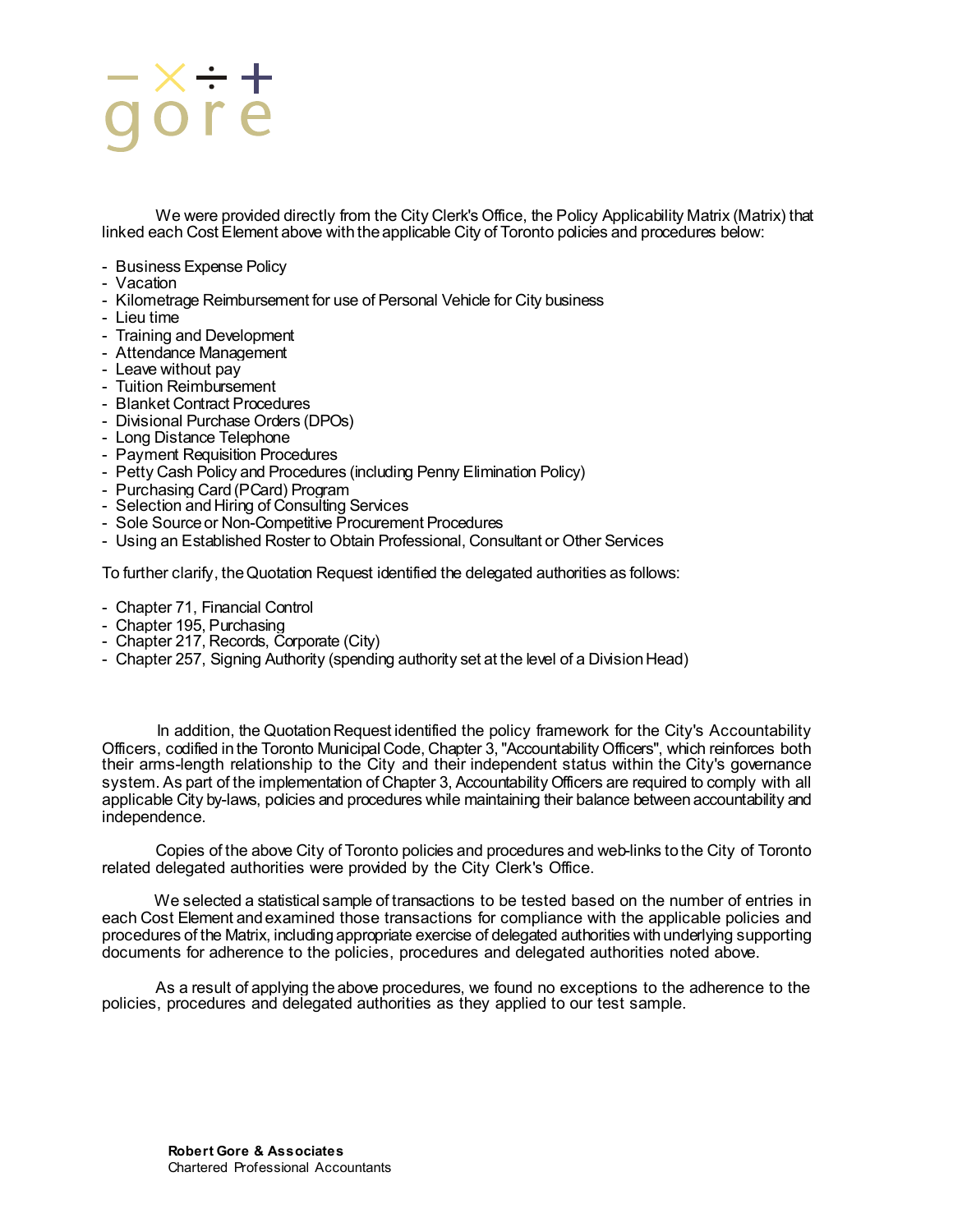We were provided directly from the City Clerk's Office, the Policy Applicability Matrix (Matrix) that linked each Cost Element above with the applicable City of Toronto policies and procedures below:

- Business Expense Policy
- Vacation
- Kilometrage Reimbursement for use of Personal Vehicle for City business
- Lieu time
- Training and Development
- Attendance Management
- Leave without pay
- Tuition Reimbursement
- Blanket Contract Procedures
- Divisional Purchase Orders (DPOs)
- Long Distance Telephone
- Payment Requisition Procedures
- Petty Cash Policy and Procedures (including Penny Elimination Policy)
- Purchasing Card (PCard) Program
- Selection and Hiring of Consulting Services
- Sole Source or Non-Competitive Procurement Procedures
- Using an Established Roster to Obtain Professional, Consultant or Other Services

To further clarify, the Quotation Request identified the delegated authorities as follows:

- Chapter 71, Financial Control
- Chapter 195, Purchasing
- Chapter 217, Records, Corporate (City)
- Chapter 257, Signing Authority (spending authority set at the level of a Division Head)

In addition, the Quotation Request identified the policy framework for the City's Accountability Officers, codified in the Toronto Municipal Code, Chapter 3, "Accountability Officers", which reinforces both their arms-length relationship to the City and their independent status within the City's governance system. As part of the implementation of Chapter 3, Accountability Officers are required to comply with all applicable City by-laws, policies and procedures while maintaining their balance between accountability and independence.

Copies of the above City of Toronto policies and procedures and web-links to the City of Toronto related delegated authorities were provided by the City Clerk's Office.

We selected a statistical sample of transactions to be tested based on the number of entries in each Cost Element and examined those transactions for compliance with the applicable policies and procedures of the Matrix, including appropriate exercise of delegated authorities with underlying supporting documents for adherence to the policies, procedures and delegated authorities noted above.

As a result of applying the above procedures, we found no exceptions to the adherence to the policies, procedures and delegated authorities as they applied to our test sample.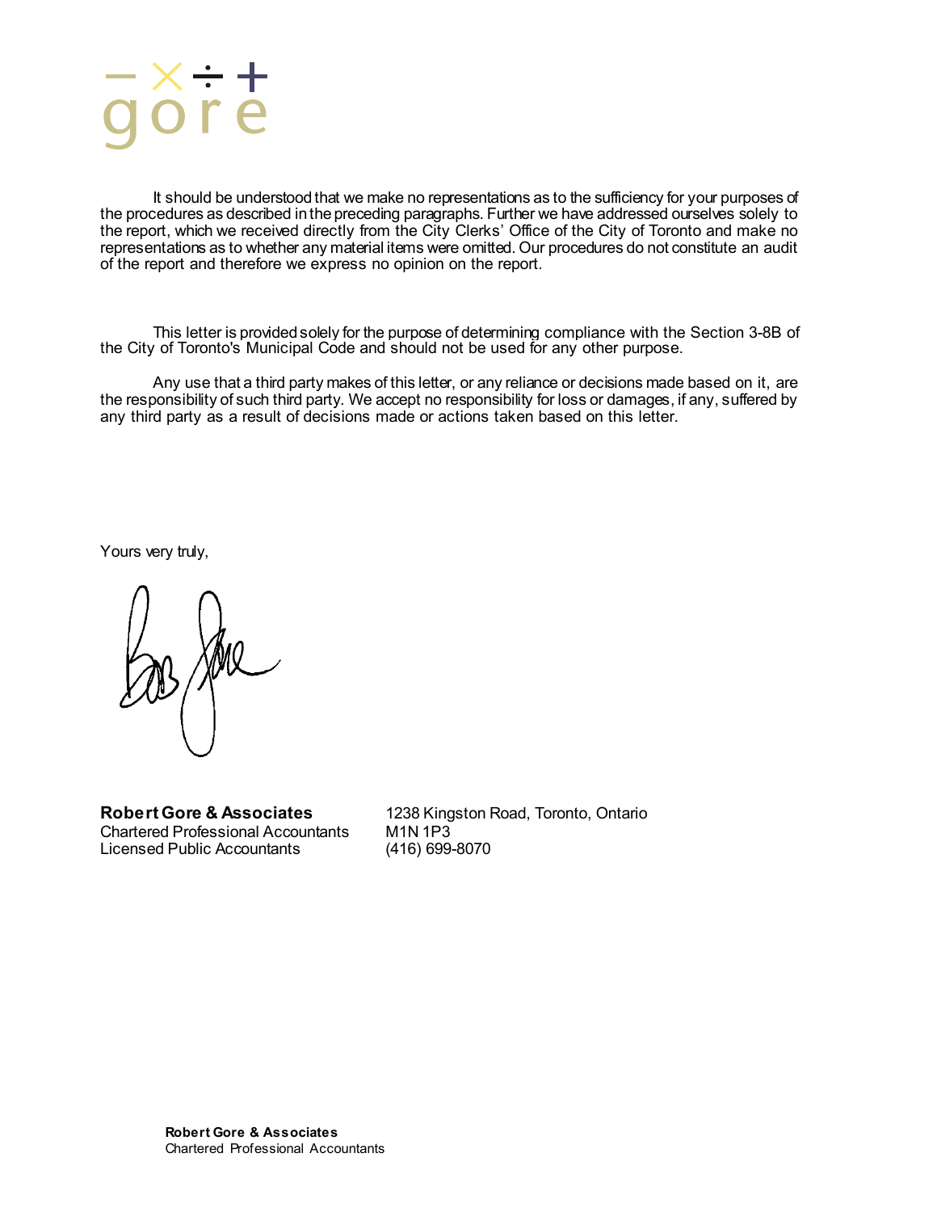It should be understood that we make no representations as to the sufficiency for your purposes of the procedures as described in the preceding paragraphs. Further we have addressed ourselves solely to the report, which we received directly from the City Clerks' Office of the City of Toronto and make no representations as to whether any material items were omitted. Our procedures do not constitute an audit of the report and therefore we express no opinion on the report.

This letter is provided solely for the purpose of determining compliance with the Section 3-8B of the City of Toronto's Municipal Code and should not be used for any other purpose.

Any use that a third party makes of this letter, or any reliance or decisions made based on it, are the responsibility of such third party. We accept no responsibility for loss or damages, if any, suffered by any third party as a result of decisions made or actions taken based on this letter.

Yours very truly,

**Robert Gore & Associates**
Chartered Professional Accountants
Licensed Public Accountants

1238 Kingston Road, Toronto, Ontario
M1N 1P3
(416) 699-8070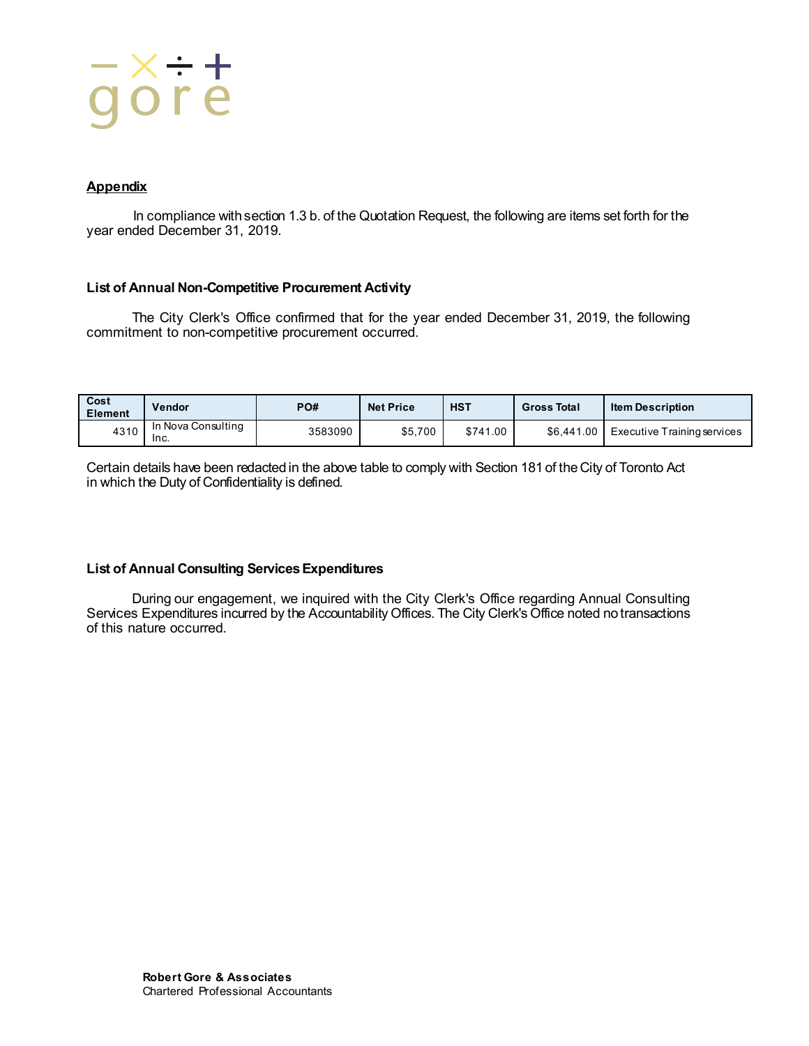gore

## Appendix

In compliance with section 1.3 b. of the Quotation Request, the following are items set forth for the year ended December 31, 2019.

### List of Annual Non-Competitive Procurement Activity

The City Clerk's Office confirmed that for the year ended December 31, 2019, the following commitment to non-competitive procurement occurred.

| Cost Element | Vendor | PO# | Net Price | HST | Gross Total | Item Description |
|---|---|---|---|---|---|---|
| 4310 | In Nova Consulting Inc. | 3583090 | $5,700 | $741.00 | $6,441.00 | Executive Training services |

Certain details have been redacted in the above table to comply with Section 181 of the City of Toronto Act in which the Duty of Confidentiality is defined.

### List of Annual Consulting Services Expenditures

During our engagement, we inquired with the City Clerk's Office regarding Annual Consulting Services Expenditures incurred by the Accountability Offices. The City Clerk's Office noted no transactions of this nature occurred.

**Robert Gore & Associates**
Chartered Professional Accountants